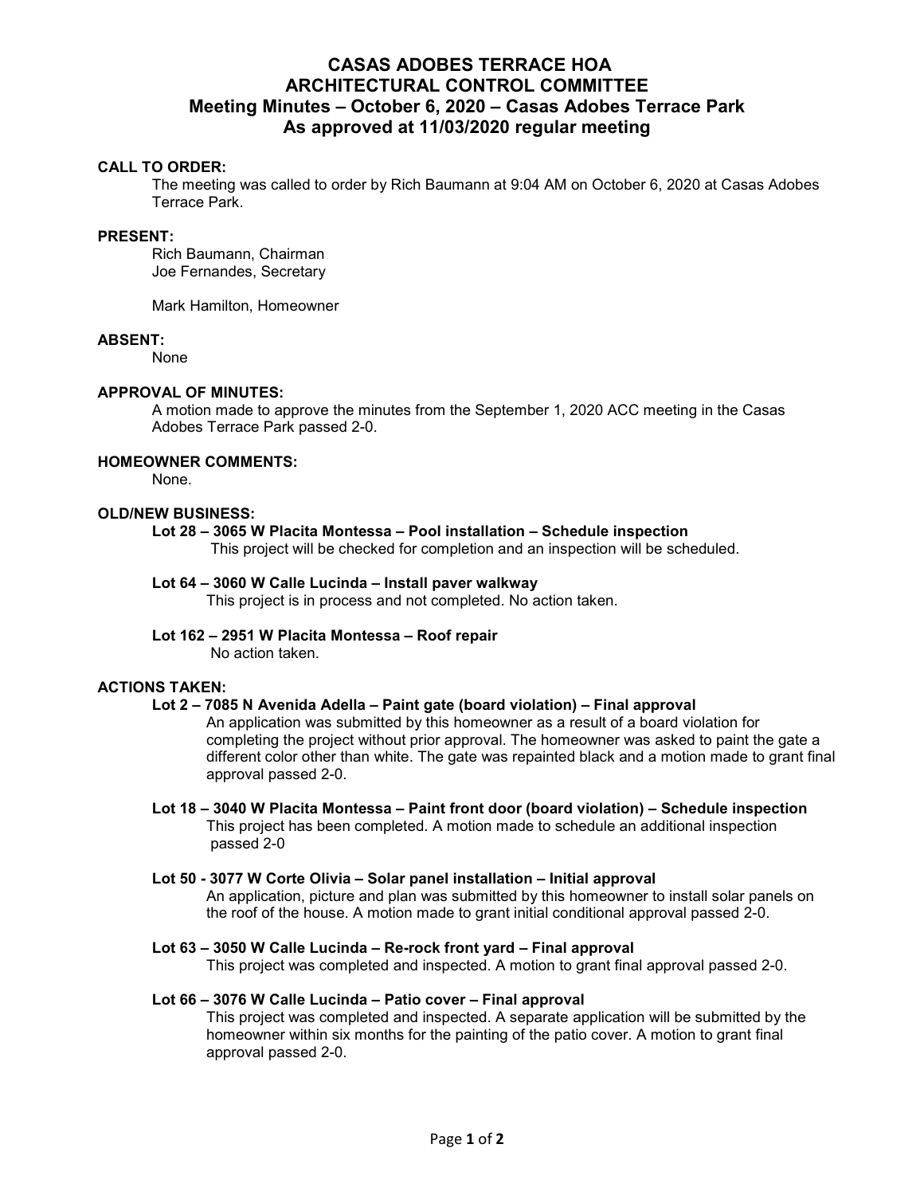# CASAS ADOBES TERRACE HOA
# ARCHITECTURAL CONTROL COMMITTEE
## Meeting Minutes – October 6, 2020 – Casas Adobes Terrace Park
## As approved at 11/03/2020 regular meeting

**CALL TO ORDER:**

The meeting was called to order by Rich Baumann at 9:04 AM on October 6, 2020 at Casas Adobes Terrace Park.

**PRESENT:**

Rich Baumann, Chairman
Joe Fernandes, Secretary

Mark Hamilton, Homeowner

**ABSENT:**

None

**APPROVAL OF MINUTES:**

A motion made to approve the minutes from the September 1, 2020 ACC meeting in the Casas Adobes Terrace Park passed 2-0.

**HOMEOWNER COMMENTS:**

None.

**OLD/NEW BUSINESS:**

**Lot 28 – 3065 W Placita Montessa – Pool installation – Schedule inspection**

This project will be checked for completion and an inspection will be scheduled.

**Lot 64 – 3060 W Calle Lucinda – Install paver walkway**

This project is in process and not completed. No action taken.

**Lot 162 – 2951 W Placita Montessa – Roof repair**

No action taken.

**ACTIONS TAKEN:**

**Lot 2 – 7085 N Avenida Adella – Paint gate (board violation) – Final approval**

An application was submitted by this homeowner as a result of a board violation for completing the project without prior approval. The homeowner was asked to paint the gate a different color other than white. The gate was repainted black and a motion made to grant final approval passed 2-0.

**Lot 18 – 3040 W Placita Montessa – Paint front door (board violation) – Schedule inspection**

This project has been completed. A motion made to schedule an additional inspection passed 2-0

**Lot 50 - 3077 W Corte Olivia – Solar panel installation – Initial approval**

An application, picture and plan was submitted by this homeowner to install solar panels on the roof of the house. A motion made to grant initial conditional approval passed 2-0.

**Lot 63 – 3050 W Calle Lucinda – Re-rock front yard – Final approval**

This project was completed and inspected. A motion to grant final approval passed 2-0.

**Lot 66 – 3076 W Calle Lucinda – Patio cover – Final approval**

This project was completed and inspected. A separate application will be submitted by the homeowner within six months for the painting of the patio cover. A motion to grant final approval passed 2-0.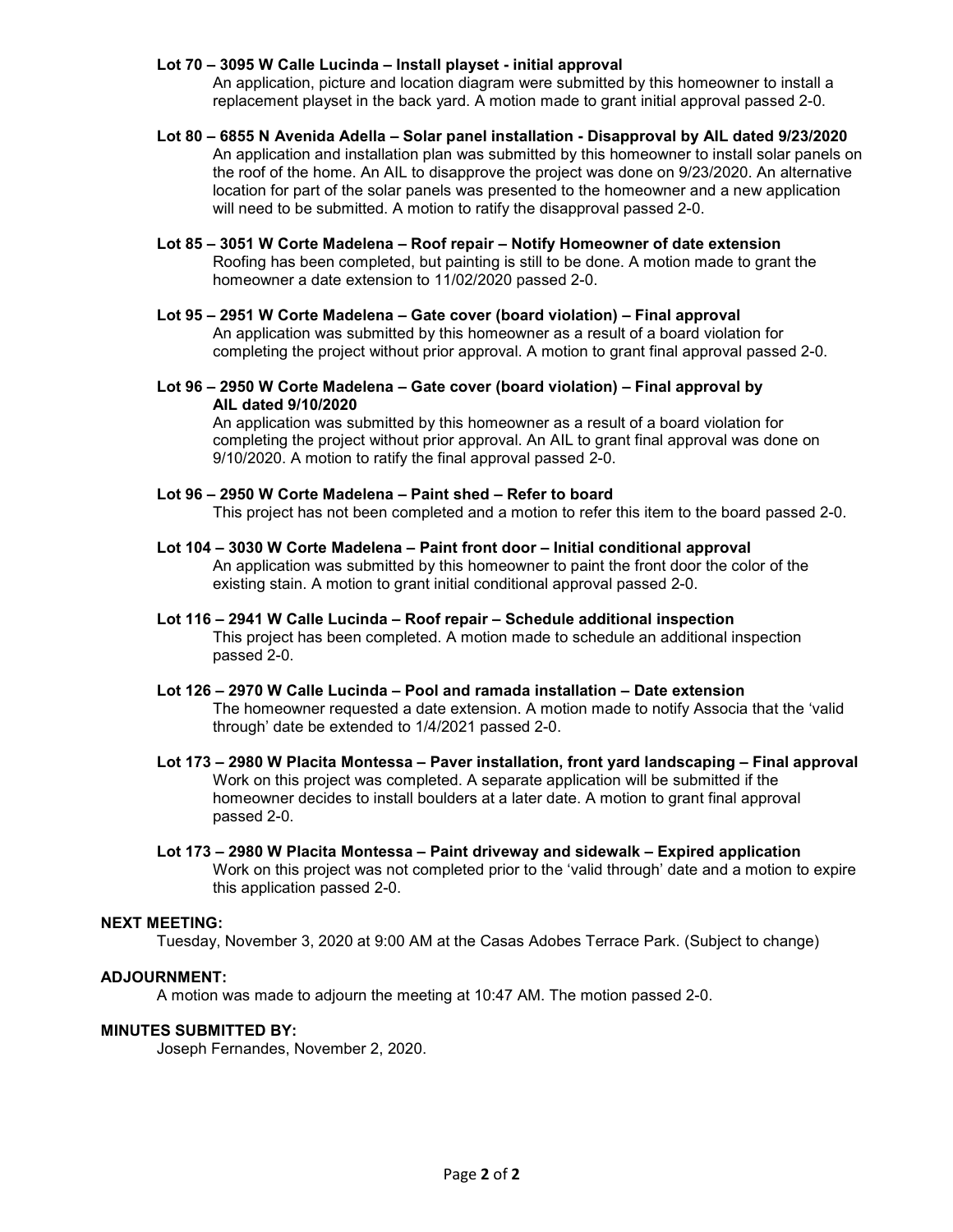**Lot 70 – 3095 W Calle Lucinda – Install playset - initial approval**

An application, picture and location diagram were submitted by this homeowner to install a replacement playset in the back yard. A motion made to grant initial approval passed 2-0.

**Lot 80 – 6855 N Avenida Adella – Solar panel installation - Disapproval by AIL dated 9/23/2020**

An application and installation plan was submitted by this homeowner to install solar panels on the roof of the home. An AIL to disapprove the project was done on 9/23/2020. An alternative location for part of the solar panels was presented to the homeowner and a new application will need to be submitted. A motion to ratify the disapproval passed 2-0.

**Lot 85 – 3051 W Corte Madelena – Roof repair – Notify Homeowner of date extension**

Roofing has been completed, but painting is still to be done. A motion made to grant the homeowner a date extension to 11/02/2020 passed 2-0.

**Lot 95 – 2951 W Corte Madelena – Gate cover (board violation) – Final approval**

An application was submitted by this homeowner as a result of a board violation for completing the project without prior approval. A motion to grant final approval passed 2-0.

**Lot 96 – 2950 W Corte Madelena – Gate cover (board violation) – Final approval by AIL dated 9/10/2020**

An application was submitted by this homeowner as a result of a board violation for completing the project without prior approval. An AIL to grant final approval was done on 9/10/2020. A motion to ratify the final approval passed 2-0.

**Lot 96 – 2950 W Corte Madelena – Paint shed – Refer to board**

This project has not been completed and a motion to refer this item to the board passed 2-0.

**Lot 104 – 3030 W Corte Madelena – Paint front door – Initial conditional approval**

An application was submitted by this homeowner to paint the front door the color of the existing stain. A motion to grant initial conditional approval passed 2-0.

**Lot 116 – 2941 W Calle Lucinda – Roof repair – Schedule additional inspection**

This project has been completed. A motion made to schedule an additional inspection passed 2-0.

**Lot 126 – 2970 W Calle Lucinda – Pool and ramada installation – Date extension**

The homeowner requested a date extension. A motion made to notify Associa that the 'valid through' date be extended to 1/4/2021 passed 2-0.

**Lot 173 – 2980 W Placita Montessa – Paver installation, front yard landscaping – Final approval**

Work on this project was completed. A separate application will be submitted if the homeowner decides to install boulders at a later date. A motion to grant final approval passed 2-0.

**Lot 173 – 2980 W Placita Montessa – Paint driveway and sidewalk – Expired application**

Work on this project was not completed prior to the 'valid through' date and a motion to expire this application passed 2-0.

**NEXT MEETING:**

Tuesday, November 3, 2020 at 9:00 AM at the Casas Adobes Terrace Park. (Subject to change)

**ADJOURNMENT:**

A motion was made to adjourn the meeting at 10:47 AM. The motion passed 2-0.

**MINUTES SUBMITTED BY:**

Joseph Fernandes, November 2, 2020.